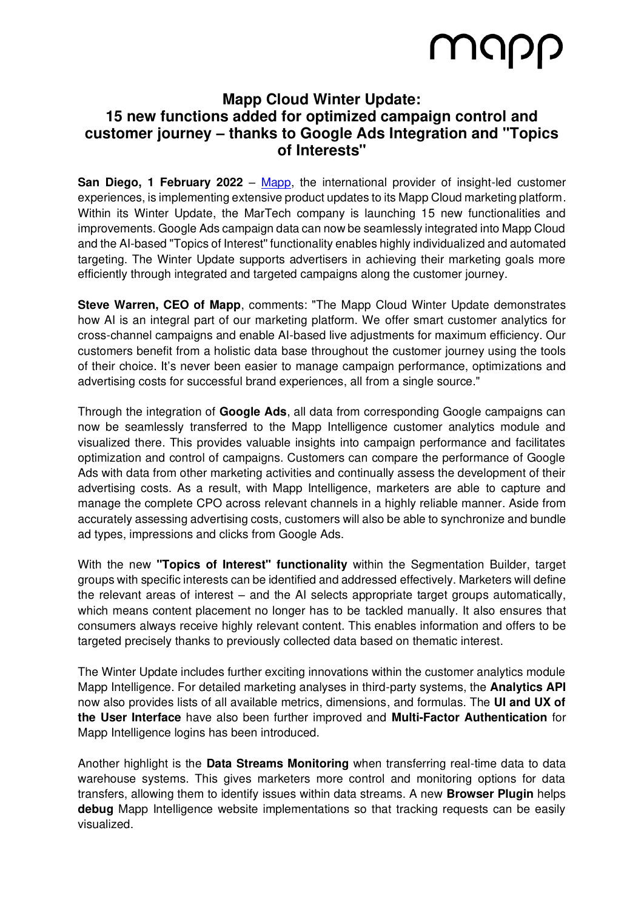# Mapp Cloud Winter Update: 15 new functions added for optimized campaign control and customer journey – thanks to Google Ads Integration and "Topics of Interests"

**San Diego, 1 February 2022** – Mapp, the international provider of insight-led customer experiences, is implementing extensive product updates to its Mapp Cloud marketing platform. Within its Winter Update, the MarTech company is launching 15 new functionalities and improvements. Google Ads campaign data can now be seamlessly integrated into Mapp Cloud and the AI-based "Topics of Interest" functionality enables highly individualized and automated targeting. The Winter Update supports advertisers in achieving their marketing goals more efficiently through integrated and targeted campaigns along the customer journey.

**Steve Warren, CEO of Mapp**, comments: "The Mapp Cloud Winter Update demonstrates how AI is an integral part of our marketing platform. We offer smart customer analytics for cross-channel campaigns and enable AI-based live adjustments for maximum efficiency. Our customers benefit from a holistic data base throughout the customer journey using the tools of their choice. It's never been easier to manage campaign performance, optimizations and advertising costs for successful brand experiences, all from a single source."

Through the integration of **Google Ads**, all data from corresponding Google campaigns can now be seamlessly transferred to the Mapp Intelligence customer analytics module and visualized there. This provides valuable insights into campaign performance and facilitates optimization and control of campaigns. Customers can compare the performance of Google Ads with data from other marketing activities and continually assess the development of their advertising costs. As a result, with Mapp Intelligence, marketers are able to capture and manage the complete CPO across relevant channels in a highly reliable manner. Aside from accurately assessing advertising costs, customers will also be able to synchronize and bundle ad types, impressions and clicks from Google Ads.

With the new **"Topics of Interest" functionality** within the Segmentation Builder, target groups with specific interests can be identified and addressed effectively. Marketers will define the relevant areas of interest – and the AI selects appropriate target groups automatically, which means content placement no longer has to be tackled manually. It also ensures that consumers always receive highly relevant content. This enables information and offers to be targeted precisely thanks to previously collected data based on thematic interest.

The Winter Update includes further exciting innovations within the customer analytics module Mapp Intelligence. For detailed marketing analyses in third-party systems, the **Analytics API** now also provides lists of all available metrics, dimensions, and formulas. The **UI and UX of the User Interface** have also been further improved and **Multi-Factor Authentication** for Mapp Intelligence logins has been introduced.

Another highlight is the **Data Streams Monitoring** when transferring real-time data to data warehouse systems. This gives marketers more control and monitoring options for data transfers, allowing them to identify issues within data streams. A new **Browser Plugin** helps **debug** Mapp Intelligence website implementations so that tracking requests can be easily visualized.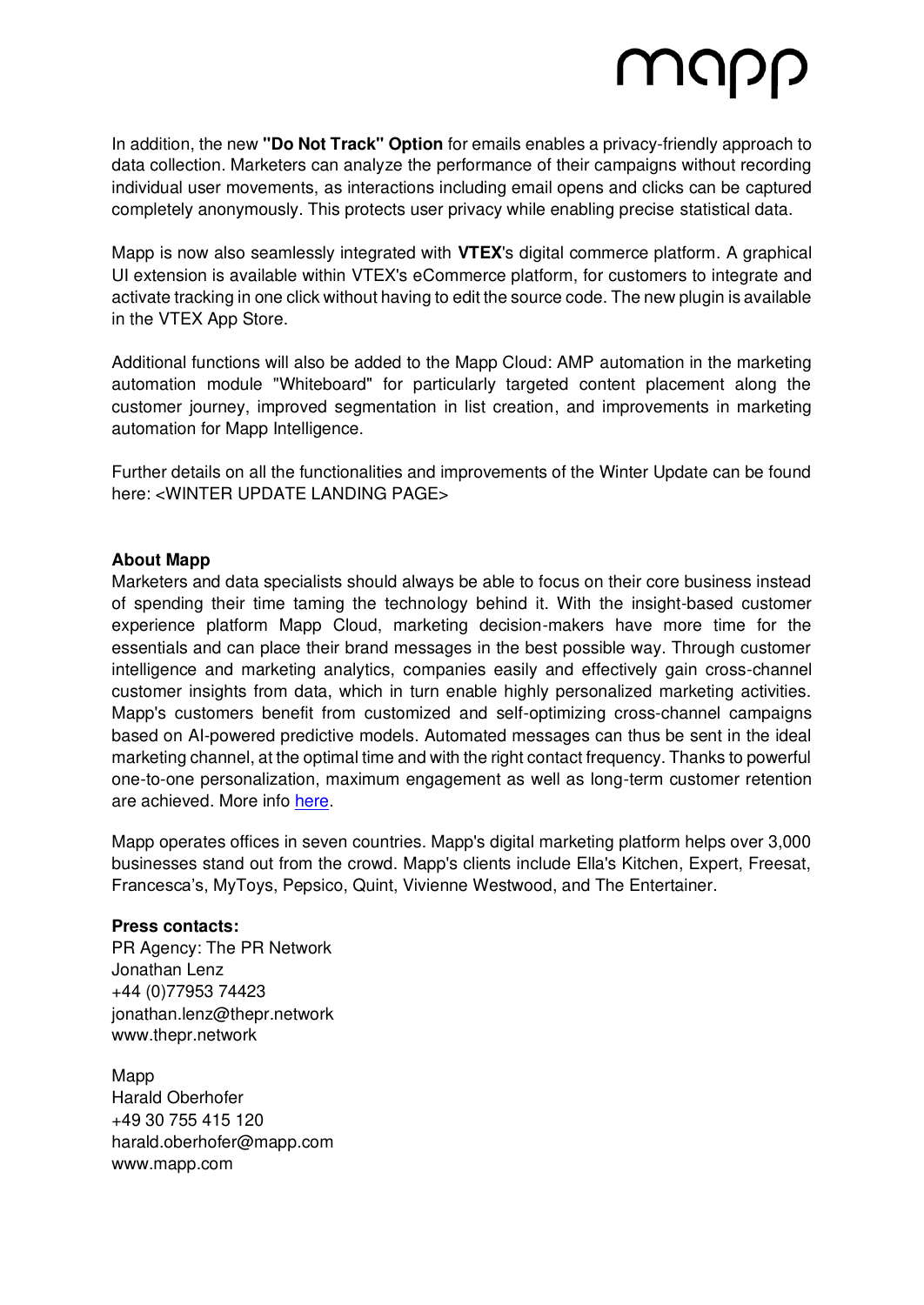In addition, the new **"Do Not Track" Option** for emails enables a privacy-friendly approach to data collection. Marketers can analyze the performance of their campaigns without recording individual user movements, as interactions including email opens and clicks can be captured completely anonymously. This protects user privacy while enabling precise statistical data.

Mapp is now also seamlessly integrated with **VTEX**'s digital commerce platform. A graphical UI extension is available within VTEX's eCommerce platform, for customers to integrate and activate tracking in one click without having to edit the source code. The new plugin is available in the VTEX App Store.

Additional functions will also be added to the Mapp Cloud: AMP automation in the marketing automation module "Whiteboard" for particularly targeted content placement along the customer journey, improved segmentation in list creation, and improvements in marketing automation for Mapp Intelligence.

Further details on all the functionalities and improvements of the Winter Update can be found here: <WINTER UPDATE LANDING PAGE>

**About Mapp**

Marketers and data specialists should always be able to focus on their core business instead of spending their time taming the technology behind it. With the insight-based customer experience platform Mapp Cloud, marketing decision-makers have more time for the essentials and can place their brand messages in the best possible way. Through customer intelligence and marketing analytics, companies easily and effectively gain cross-channel customer insights from data, which in turn enable highly personalized marketing activities. Mapp's customers benefit from customized and self-optimizing cross-channel campaigns based on AI-powered predictive models. Automated messages can thus be sent in the ideal marketing channel, at the optimal time and with the right contact frequency. Thanks to powerful one-to-one personalization, maximum engagement as well as long-term customer retention are achieved. More info here.

Mapp operates offices in seven countries. Mapp's digital marketing platform helps over 3,000 businesses stand out from the crowd. Mapp's clients include Ella's Kitchen, Expert, Freesat, Francesca's, MyToys, Pepsico, Quint, Vivienne Westwood, and The Entertainer.

**Press contacts:**

PR Agency: The PR Network
Jonathan Lenz
+44 (0)77953 74423
jonathan.lenz@thepr.network
www.thepr.network

Mapp
Harald Oberhofer
+49 30 755 415 120
harald.oberhofer@mapp.com
www.mapp.com